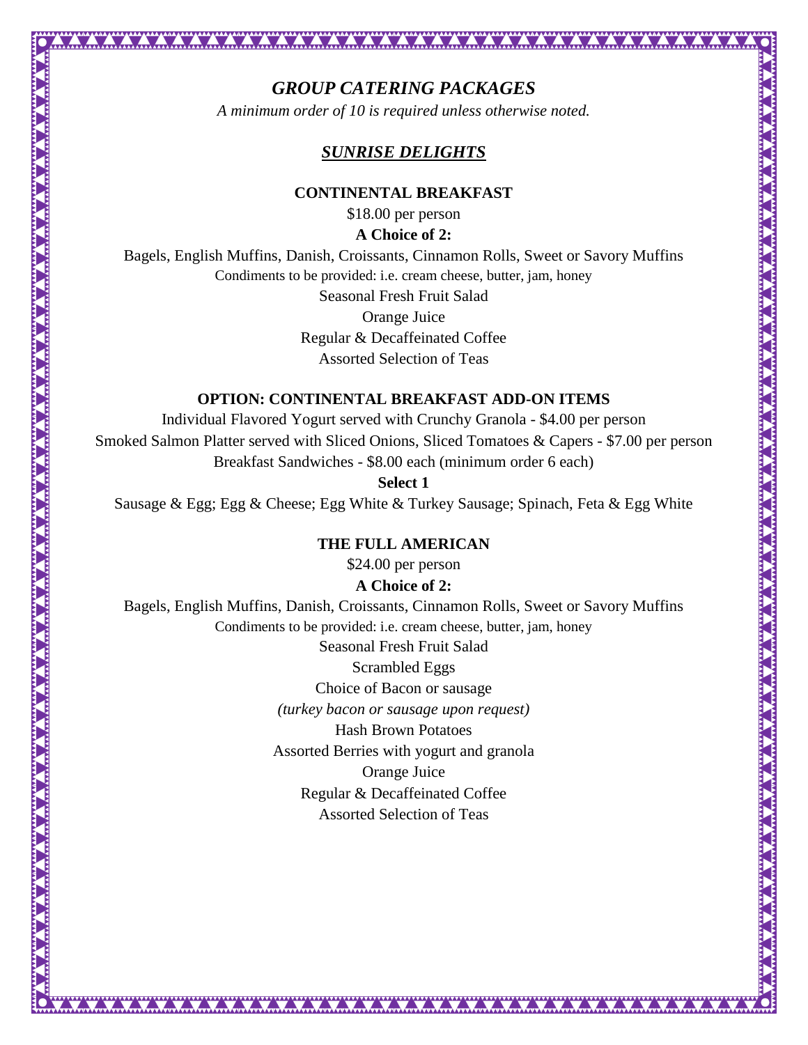# *GROUP CATERING PACKAGES*

*A minimum order of 10 is required unless otherwise noted.*

## ***SUNRISE DELIGHTS***

### CONTINENTAL BREAKFAST

$18.00 per person

**A Choice of 2:**

Bagels, English Muffins, Danish, Croissants, Cinnamon Rolls, Sweet or Savory Muffins

Condiments to be provided: i.e. cream cheese, butter, jam, honey

Seasonal Fresh Fruit Salad

Orange Juice

Regular & Decaffeinated Coffee

Assorted Selection of Teas

### OPTION: CONTINENTAL BREAKFAST ADD-ON ITEMS

Individual Flavored Yogurt served with Crunchy Granola - $4.00 per person

Smoked Salmon Platter served with Sliced Onions, Sliced Tomatoes & Capers - $7.00 per person

Breakfast Sandwiches - $8.00 each (minimum order 6 each)

**Select 1**

Sausage & Egg; Egg & Cheese; Egg White & Turkey Sausage; Spinach, Feta & Egg White

### THE FULL AMERICAN

$24.00 per person

**A Choice of 2:**

Bagels, English Muffins, Danish, Croissants, Cinnamon Rolls, Sweet or Savory Muffins

Condiments to be provided: i.e. cream cheese, butter, jam, honey

Seasonal Fresh Fruit Salad

Scrambled Eggs

Choice of Bacon or sausage

*(turkey bacon or sausage upon request)*

Hash Brown Potatoes

Assorted Berries with yogurt and granola

Orange Juice

Regular & Decaffeinated Coffee

Assorted Selection of Teas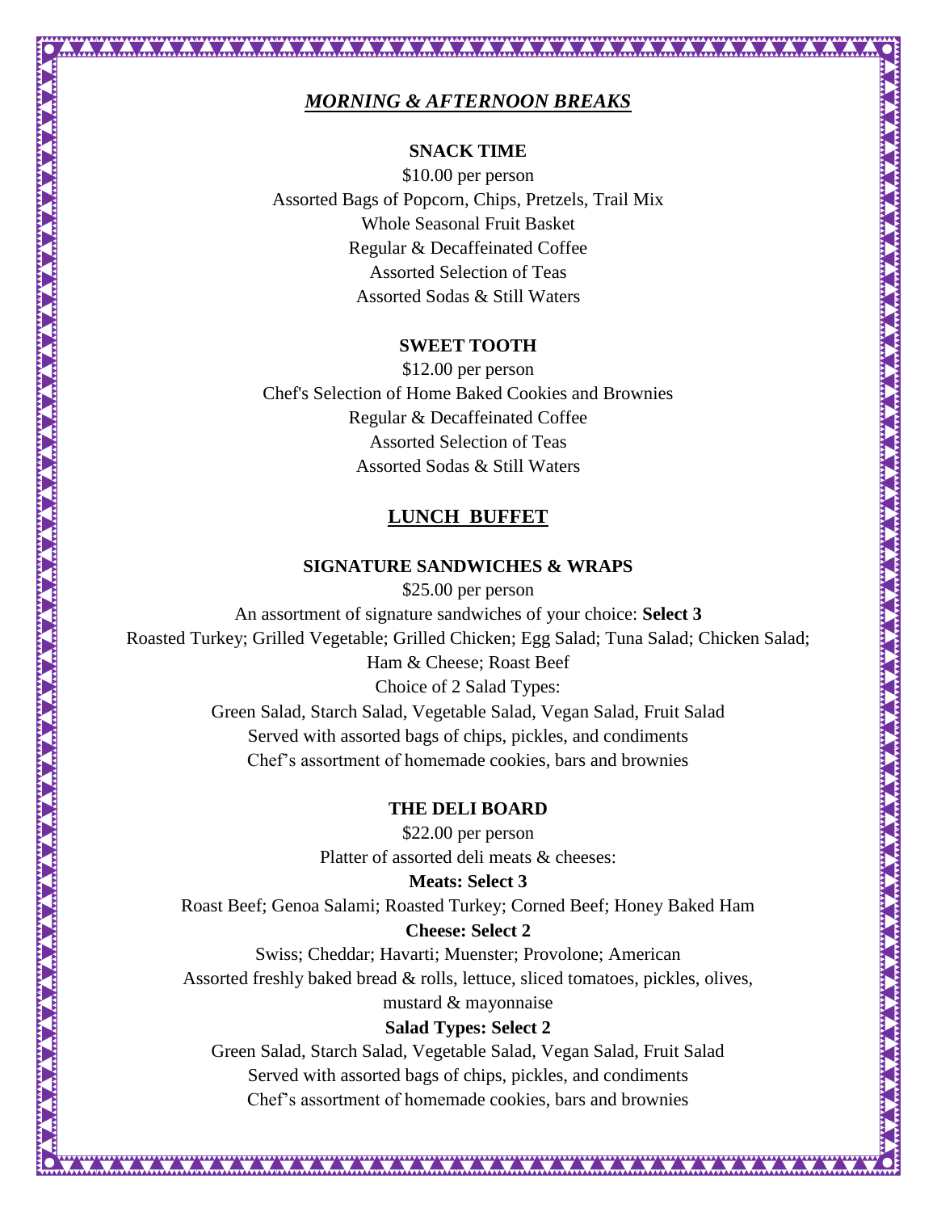## ***MORNING & AFTERNOON BREAKS***

### SNACK TIME

$10.00 per person

Assorted Bags of Popcorn, Chips, Pretzels, Trail Mix

Whole Seasonal Fruit Basket

Regular & Decaffeinated Coffee

Assorted Selection of Teas

Assorted Sodas & Still Waters

### SWEET TOOTH

$12.00 per person

Chef's Selection of Home Baked Cookies and Brownies

Regular & Decaffeinated Coffee

Assorted Selection of Teas

Assorted Sodas & Still Waters

## LUNCH BUFFET

### SIGNATURE SANDWICHES & WRAPS

$25.00 per person

An assortment of signature sandwiches of your choice: **Select 3**

Roasted Turkey; Grilled Vegetable; Grilled Chicken; Egg Salad; Tuna Salad; Chicken Salad; Ham & Cheese; Roast Beef

Choice of 2 Salad Types:

Green Salad, Starch Salad, Vegetable Salad, Vegan Salad, Fruit Salad

Served with assorted bags of chips, pickles, and condiments

Chef's assortment of homemade cookies, bars and brownies

### THE DELI BOARD

$22.00 per person

Platter of assorted deli meats & cheeses:

**Meats: Select 3**

Roast Beef; Genoa Salami; Roasted Turkey; Corned Beef; Honey Baked Ham

**Cheese: Select 2**

Swiss; Cheddar; Havarti; Muenster; Provolone; American

Assorted freshly baked bread & rolls, lettuce, sliced tomatoes, pickles, olives, mustard & mayonnaise

**Salad Types: Select 2**

Green Salad, Starch Salad, Vegetable Salad, Vegan Salad, Fruit Salad

Served with assorted bags of chips, pickles, and condiments

Chef's assortment of homemade cookies, bars and brownies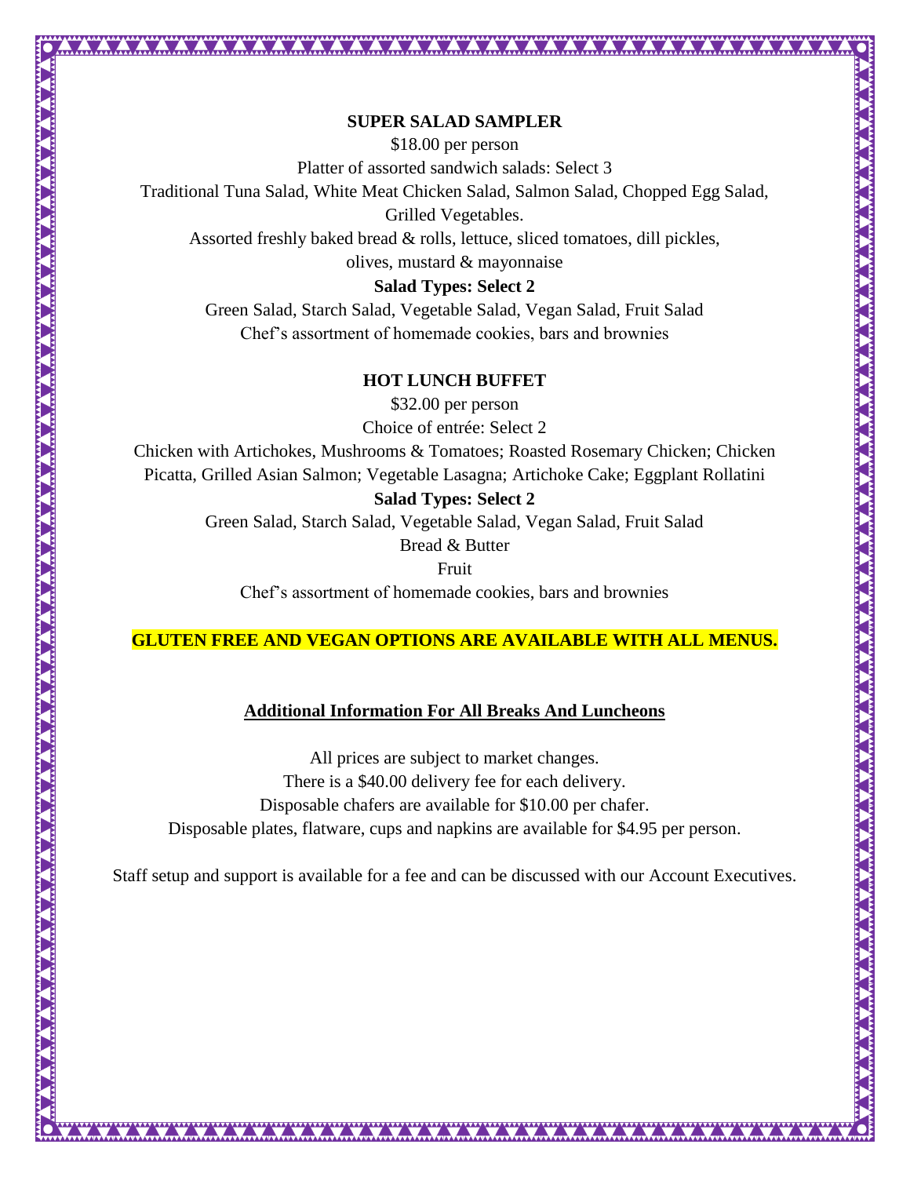## SUPER SALAD SAMPLER

$18.00 per person

Platter of assorted sandwich salads: Select 3

Traditional Tuna Salad, White Meat Chicken Salad, Salmon Salad, Chopped Egg Salad, Grilled Vegetables.

Assorted freshly baked bread & rolls, lettuce, sliced tomatoes, dill pickles, olives, mustard & mayonnaise

**Salad Types: Select 2**

Green Salad, Starch Salad, Vegetable Salad, Vegan Salad, Fruit Salad

Chef's assortment of homemade cookies, bars and brownies

## HOT LUNCH BUFFET

$32.00 per person

Choice of entrée: Select 2

Chicken with Artichokes, Mushrooms & Tomatoes; Roasted Rosemary Chicken; Chicken Picatta, Grilled Asian Salmon; Vegetable Lasagna; Artichoke Cake; Eggplant Rollatini

**Salad Types: Select 2**

Green Salad, Starch Salad, Vegetable Salad, Vegan Salad, Fruit Salad

Bread & Butter

Fruit

Chef's assortment of homemade cookies, bars and brownies

**GLUTEN FREE AND VEGAN OPTIONS ARE AVAILABLE WITH ALL MENUS.**

## Additional Information For All Breaks And Luncheons

All prices are subject to market changes.

There is a $40.00 delivery fee for each delivery.

Disposable chafers are available for $10.00 per chafer.

Disposable plates, flatware, cups and napkins are available for $4.95 per person.

Staff setup and support is available for a fee and can be discussed with our Account Executives.